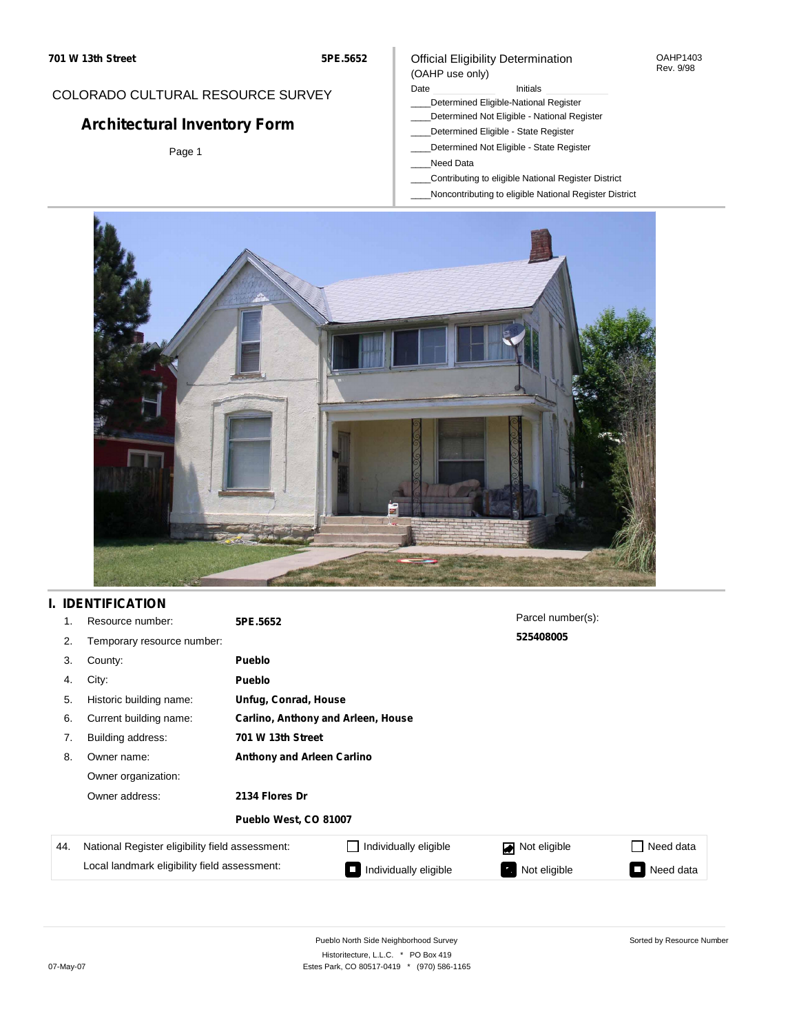701 W 13th Street 5PE.5652

COLORADO CULTURAL RESOURCE SURVEY

# Architectural Inventory Form

Page 1

Official Eligibility Determination
(OAHP use only)

OAHP1403
Rev. 9/98

Date ________ Initials ________

____Determined Eligible-National Register
____Determined Not Eligible - National Register
____Determined Eligible - State Register
____Determined Not Eligible - State Register
____Need Data
____Contributing to eligible National Register District
____Noncontributing to eligible National Register District

## I. IDENTIFICATION

| | | |
|---|---|---|
| 1. | Resource number: | **5PE.5652** |
| 2. | Temporary resource number: | |
| 3. | County: | **Pueblo** |
| 4. | City: | **Pueblo** |
| 5. | Historic building name: | **Unfug, Conrad, House** |
| 6. | Current building name: | **Carlino, Anthony and Arleen, House** |
| 7. | Building address: | **701 W 13th Street** |
| 8. | Owner name: | **Anthony and Arleen Carlino** |
| | Owner organization: | |
| | Owner address: | **2134 Flores Dr** |
| | | **Pueblo West, CO 81007** |

Parcel number(s):
**525408005**

| 44. | | | | |
|---|---|---|---|---|
| National Register eligibility field assessment: | ☐ Individually eligible | ☑ Not eligible | ☐ Need data |
| Local landmark eligibility field assessment: | ☐ Individually eligible | ☑ Not eligible | ☐ Need data |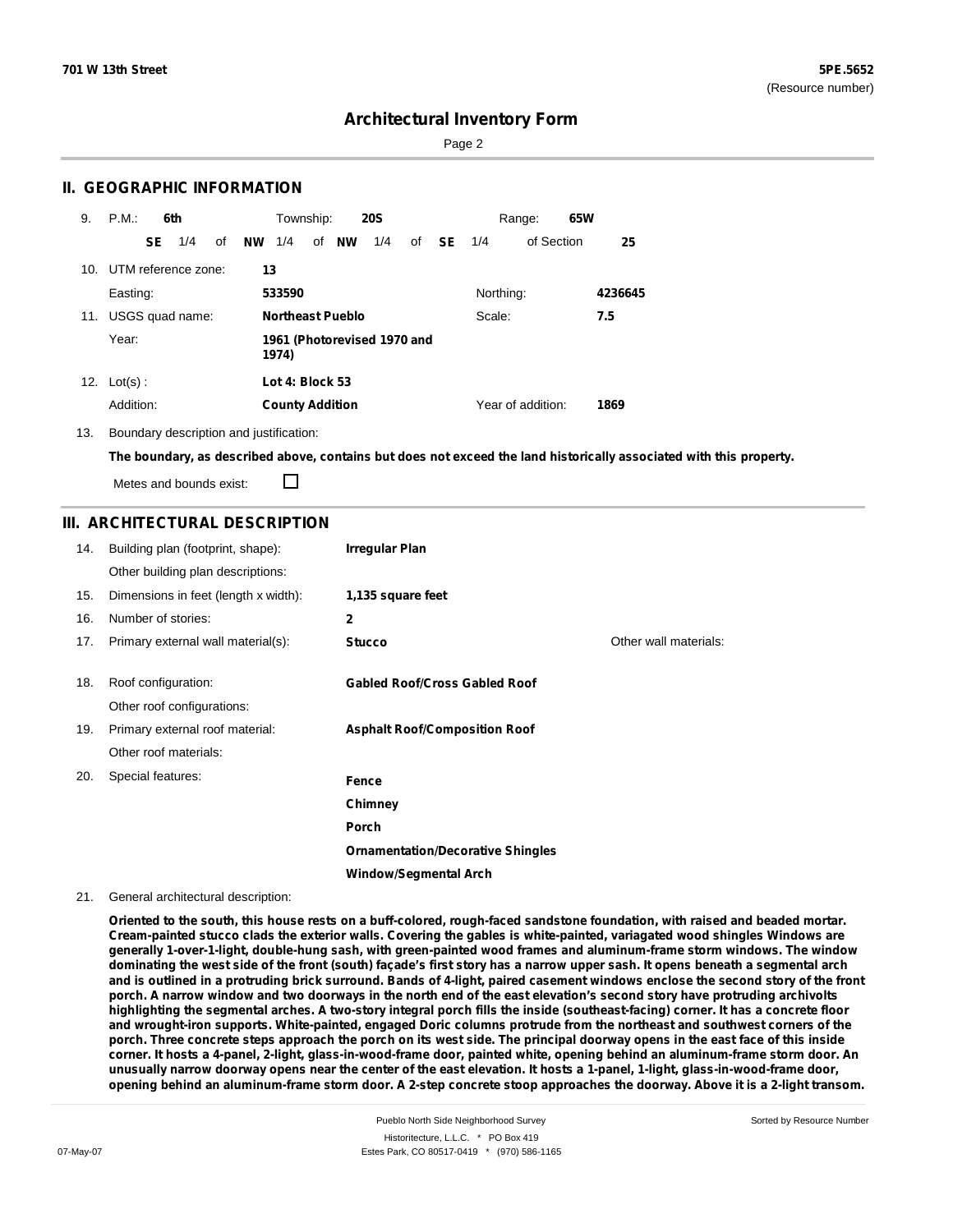## Architectural Inventory Form

## II. GEOGRAPHIC INFORMATION

9. P.M.: **6th** Township: **20S** Range: **65W**
   **SE** 1/4 of **NW** 1/4 of **NW** 1/4 of **SE** 1/4 of Section **25**

10. UTM reference zone: **13**
    Easting: **533590** Northing: **4236645**

11. USGS quad name: **Northeast Pueblo** Scale: **7.5**
    Year: **1961 (Photorevised 1970 and 1974)**

12. Lot(s) : **Lot 4: Block 53**
    Addition: **County Addition** Year of addition: **1869**

13. Boundary description and justification:
    **The boundary, as described above, contains but does not exceed the land historically associated with this property.**
    Metes and bounds exist: ☐

## III. ARCHITECTURAL DESCRIPTION

14. Building plan (footprint, shape): **Irregular Plan**
    Other building plan descriptions:
15. Dimensions in feet (length x width): **1,135 square feet**
16. Number of stories: **2**
17. Primary external wall material(s): **Stucco** Other wall materials:
18. Roof configuration: **Gabled Roof/Cross Gabled Roof**
    Other roof configurations:
19. Primary external roof material: **Asphalt Roof/Composition Roof**
    Other roof materials:
20. Special features: **Fence**
    **Chimney**
    **Porch**
    **Ornamentation/Decorative Shingles**
    **Window/Segmental Arch**
21. General architectural description:

**Oriented to the south, this house rests on a buff-colored, rough-faced sandstone foundation, with raised and beaded mortar. Cream-painted stucco clads the exterior walls. Covering the gables is white-painted, variagated wood shingles Windows are generally 1-over-1-light, double-hung sash, with green-painted wood frames and aluminum-frame storm windows. The window dominating the west side of the front (south) façade's first story has a narrow upper sash. It opens beneath a segmental arch and is outlined in a protruding brick surround. Bands of 4-light, paired casement windows enclose the second story of the front porch. A narrow window and two doorways in the north end of the east elevation's second story have protruding archivolts highlighting the segmental arches. A two-story integral porch fills the inside (southeast-facing) corner. It has a concrete floor and wrought-iron supports. White-painted, engaged Doric columns protrude from the northeast and southwest corners of the porch. Three concrete steps approach the porch on its west side. The principal doorway opens in the east face of this inside corner. It hosts a 4-panel, 2-light, glass-in-wood-frame door, painted white, opening behind an aluminum-frame storm door. An unusually narrow doorway opens near the center of the east elevation. It hosts a 1-panel, 1-light, glass-in-wood-frame door, opening behind an aluminum-frame storm door. A 2-step concrete stoop approaches the doorway. Above it is a 2-light transom.**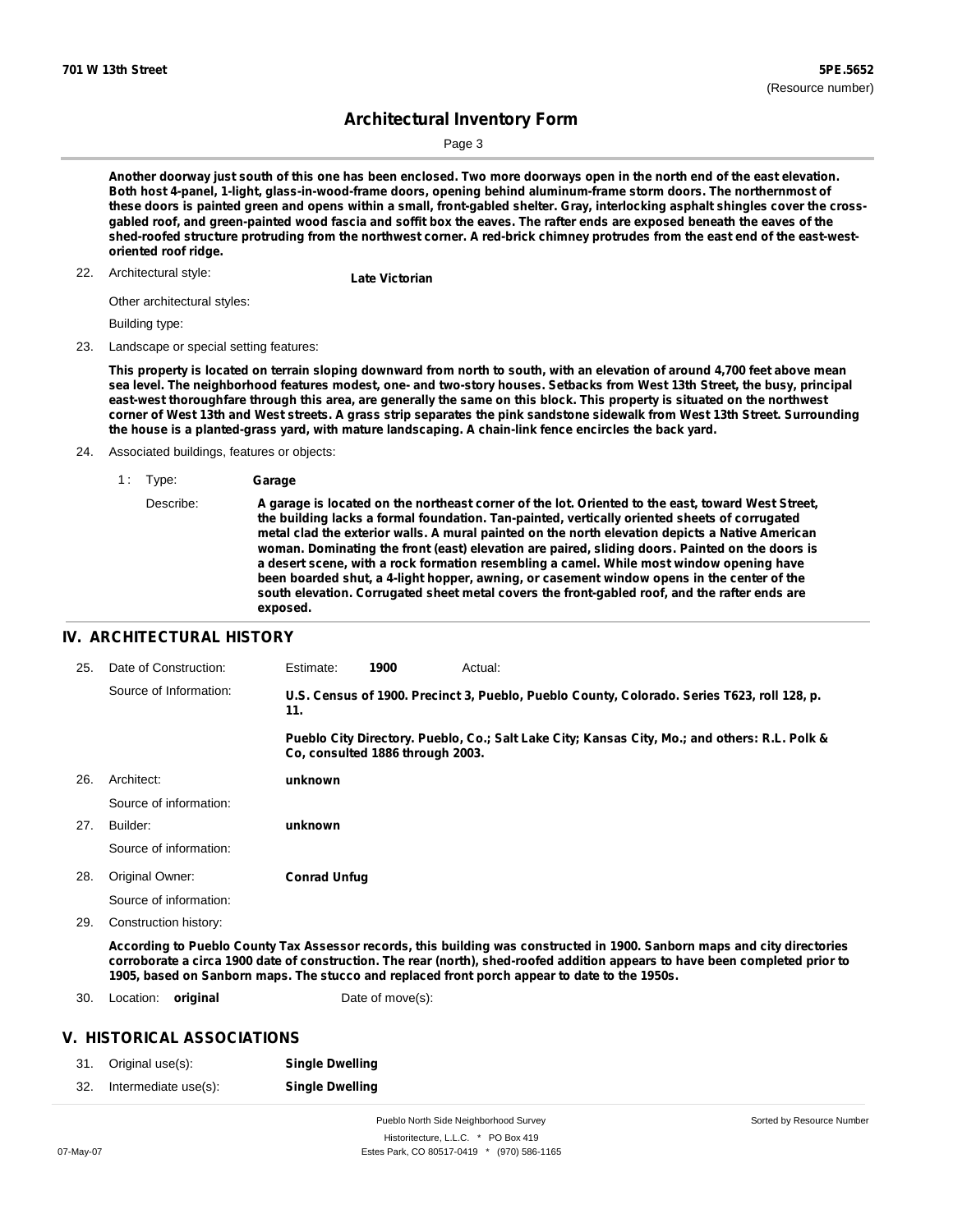Another doorway just south of this one has been enclosed. Two more doorways open in the north end of the east elevation. Both host 4-panel, 1-light, glass-in-wood-frame doors, opening behind aluminum-frame storm doors. The northernmost of these doors is painted green and opens within a small, front-gabled shelter. Gray, interlocking asphalt shingles cover the cross-gabled roof, and green-painted wood fascia and soffit box the eaves. The rafter ends are exposed beneath the eaves of the shed-roofed structure protruding from the northwest corner. A red-brick chimney protrudes from the east end of the east-west-oriented roof ridge.

22. Architectural style: **Late Victorian**

Other architectural styles:

Building type:

23. Landscape or special setting features:

**This property is located on terrain sloping downward from north to south, with an elevation of around 4,700 feet above mean sea level. The neighborhood features modest, one- and two-story houses. Setbacks from West 13th Street, the busy, principal east-west thoroughfare through this area, are generally the same on this block. This property is situated on the northwest corner of West 13th and West streets. A grass strip separates the pink sandstone sidewalk from West 13th Street. Surrounding the house is a planted-grass yard, with mature landscaping. A chain-link fence encircles the back yard.**

24. Associated buildings, features or objects:

1 : Type: **Garage**

Describe: **A garage is located on the northeast corner of the lot. Oriented to the east, toward West Street, the building lacks a formal foundation. Tan-painted, vertically oriented sheets of corrugated metal clad the exterior walls. A mural painted on the north elevation depicts a Native American woman. Dominating the front (east) elevation are paired, sliding doors. Painted on the doors is a desert scene, with a rock formation resembling a camel. While most window opening have been boarded shut, a 4-light hopper, awning, or casement window opens in the center of the south elevation. Corrugated sheet metal covers the front-gabled roof, and the rafter ends are exposed.**

## IV. ARCHITECTURAL HISTORY

25. Date of Construction: Estimate: **1900** Actual:

Source of Information: **U.S. Census of 1900. Precinct 3, Pueblo, Pueblo County, Colorado. Series T623, roll 128, p. 11.**

**Pueblo City Directory. Pueblo, Co.; Salt Lake City; Kansas City, Mo.; and others: R.L. Polk & Co, consulted 1886 through 2003.**

26. Architect: **unknown**

Source of information:

27. Builder: **unknown**

Source of information:

28. Original Owner: **Conrad Unfug**

Source of information:

29. Construction history:

**According to Pueblo County Tax Assessor records, this building was constructed in 1900. Sanborn maps and city directories corroborate a circa 1900 date of construction. The rear (north), shed-roofed addition appears to have been completed prior to 1905, based on Sanborn maps. The stucco and replaced front porch appear to date to the 1950s.**

30. Location: **original** Date of move(s):

## V. HISTORICAL ASSOCIATIONS

31. Original use(s): **Single Dwelling**

32. Intermediate use(s): **Single Dwelling**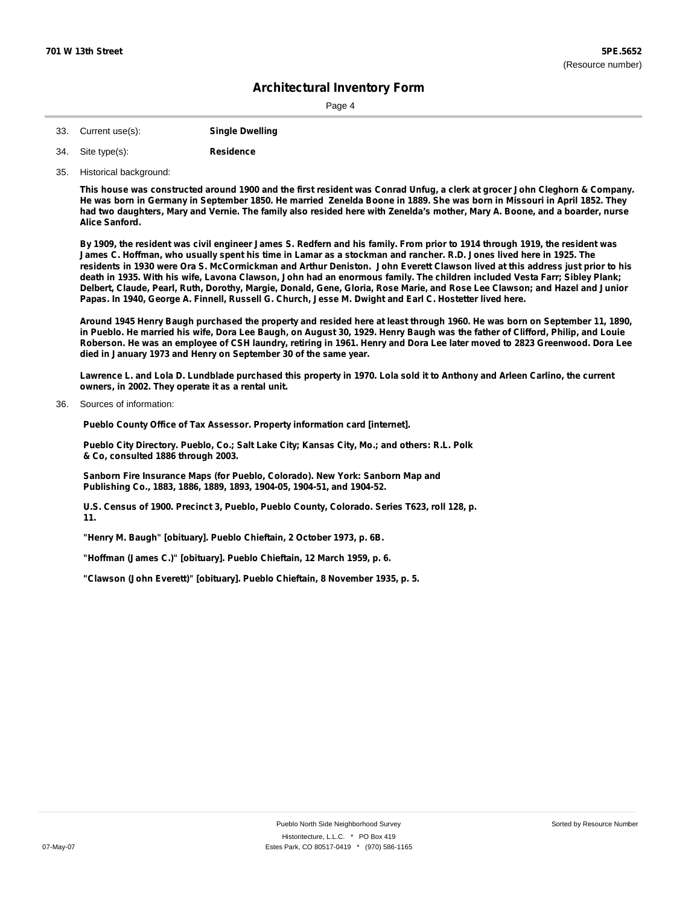33. Current use(s): **Single Dwelling**

34. Site type(s): **Residence**

35. Historical background:

**This house was constructed around 1900 and the first resident was Conrad Unfug, a clerk at grocer John Cleghorn & Company. He was born in Germany in September 1850. He married Zenelda Boone in 1889. She was born in Missouri in April 1852. They had two daughters, Mary and Vernie. The family also resided here with Zenelda's mother, Mary A. Boone, and a boarder, nurse Alice Sanford.**

**By 1909, the resident was civil engineer James S. Redfern and his family. From prior to 1914 through 1919, the resident was James C. Hoffman, who usually spent his time in Lamar as a stockman and rancher. R.D. Jones lived here in 1925. The residents in 1930 were Ora S. McCormickman and Arthur Deniston. John Everett Clawson lived at this address just prior to his death in 1935. With his wife, Lavona Clawson, John had an enormous family. The children included Vesta Farr; Sibley Plank; Delbert, Claude, Pearl, Ruth, Dorothy, Margie, Donald, Gene, Gloria, Rose Marie, and Rose Lee Clawson; and Hazel and Junior Papas. In 1940, George A. Finnell, Russell G. Church, Jesse M. Dwight and Earl C. Hostetter lived here.**

**Around 1945 Henry Baugh purchased the property and resided here at least through 1960. He was born on September 11, 1890, in Pueblo. He married his wife, Dora Lee Baugh, on August 30, 1929. Henry Baugh was the father of Clifford, Philip, and Louie Roberson. He was an employee of CSH laundry, retiring in 1961. Henry and Dora Lee later moved to 2823 Greenwood. Dora Lee died in January 1973 and Henry on September 30 of the same year.**

**Lawrence L. and Lola D. Lundblade purchased this property in 1970. Lola sold it to Anthony and Arleen Carlino, the current owners, in 2002. They operate it as a rental unit.**

36. Sources of information:

**Pueblo County Office of Tax Assessor. Property information card [internet].**

**Pueblo City Directory. Pueblo, Co.; Salt Lake City; Kansas City, Mo.; and others: R.L. Polk & Co, consulted 1886 through 2003.**

**Sanborn Fire Insurance Maps (for Pueblo, Colorado). New York: Sanborn Map and Publishing Co., 1883, 1886, 1889, 1893, 1904-05, 1904-51, and 1904-52.**

**U.S. Census of 1900. Precinct 3, Pueblo, Pueblo County, Colorado. Series T623, roll 128, p. 11.**

**"Henry M. Baugh" [obituary]. Pueblo Chieftain, 2 October 1973, p. 6B.**

**"Hoffman (James C.)" [obituary]. Pueblo Chieftain, 12 March 1959, p. 6.**

**"Clawson (John Everett)" [obituary]. Pueblo Chieftain, 8 November 1935, p. 5.**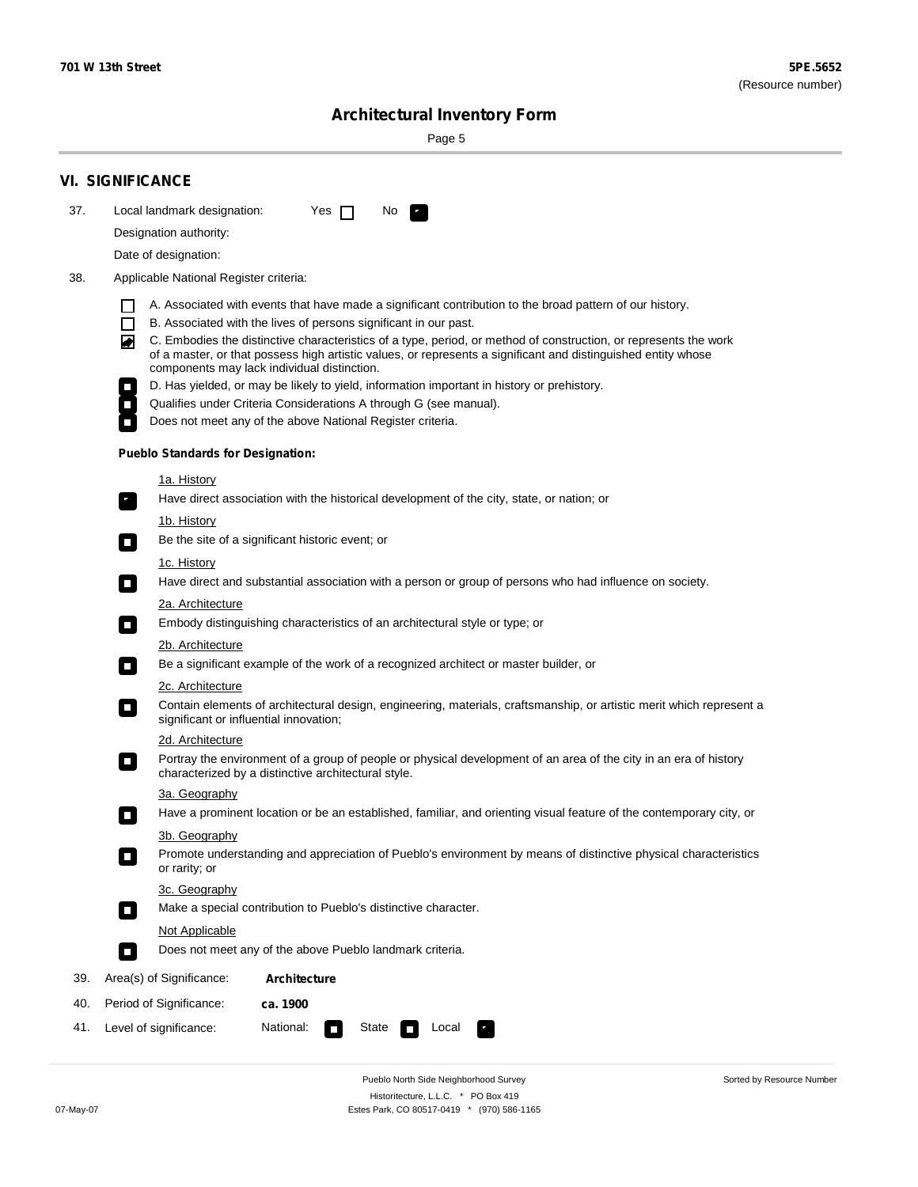## VI. SIGNIFICANCE

37. Local landmark designation: Yes ☐ No ☑

Designation authority:

Date of designation:

38. Applicable National Register criteria:

- ☐ A. Associated with events that have made a significant contribution to the broad pattern of our history.
- ☐ B. Associated with the lives of persons significant in our past.
- ☑ C. Embodies the distinctive characteristics of a type, period, or method of construction, or represents the work of a master, or that possess high artistic values, or represents a significant and distinguished entity whose components may lack individual distinction.
- ☐ D. Has yielded, or may be likely to yield, information important in history or prehistory.
- ☐ Qualifies under Criteria Considerations A through G (see manual).
- ☐ Does not meet any of the above National Register criteria.

**Pueblo Standards for Designation:**

1a. History
- ☑ Have direct association with the historical development of the city, state, or nation; or

1b. History
- ☐ Be the site of a significant historic event; or

1c. History
- ☐ Have direct and substantial association with a person or group of persons who had influence on society.

2a. Architecture
- ☐ Embody distinguishing characteristics of an architectural style or type; or

2b. Architecture
- ☐ Be a significant example of the work of a recognized architect or master builder, or

2c. Architecture
- ☐ Contain elements of architectural design, engineering, materials, craftsmanship, or artistic merit which represent a significant or influential innovation;

2d. Architecture
- ☐ Portray the environment of a group of people or physical development of an area of the city in an era of history characterized by a distinctive architectural style.

3a. Geography
- ☐ Have a prominent location or be an established, familiar, and orienting visual feature of the contemporary city, or

3b. Geography
- ☐ Promote understanding and appreciation of Pueblo's environment by means of distinctive physical characteristics or rarity; or

3c. Geography
- ☐ Make a special contribution to Pueblo's distinctive character.

Not Applicable
- ☐ Does not meet any of the above Pueblo landmark criteria.

39. Area(s) of Significance: **Architecture**

40. Period of Significance: **ca. 1900**

41. Level of significance: National: ☐ State ☐ Local ☑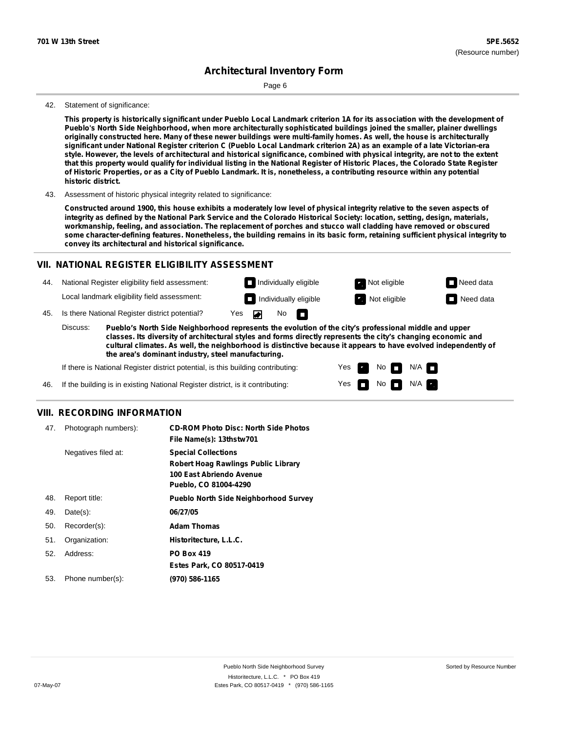# Architectural Inventory Form

42. Statement of significance:

**This property is historically significant under Pueblo Local Landmark criterion 1A for its association with the development of Pueblo's North Side Neighborhood, when more architecturally sophisticated buildings joined the smaller, plainer dwellings originally constructed here. Many of these newer buildings were multi-family homes. As well, the house is architecturally significant under National Register criterion C (Pueblo Local Landmark criterion 2A) as an example of a late Victorian-era style. However, the levels of architectural and historical significance, combined with physical integrity, are not to the extent that this property would qualify for individual listing in the National Register of Historic Places, the Colorado State Register of Historic Properties, or as a City of Pueblo Landmark. It is, nonetheless, a contributing resource within any potential historic district.**

43. Assessment of historic physical integrity related to significance:

**Constructed around 1900, this house exhibits a moderately low level of physical integrity relative to the seven aspects of integrity as defined by the National Park Service and the Colorado Historical Society: location, setting, design, materials, workmanship, feeling, and association. The replacement of porches and stucco wall cladding have removed or obscured some character-defining features. Nonetheless, the building remains in its basic form, retaining sufficient physical integrity to convey its architectural and historical significance.**

## VII. NATIONAL REGISTER ELIGIBILITY ASSESSMENT

44. National Register eligibility field assessment: ☐ Individually eligible ☑ Not eligible ☐ Need data

Local landmark eligibility field assessment: ☐ Individually eligible ☑ Not eligible ☐ Need data

45. Is there National Register district potential? Yes ☑ No ☐

Discuss: **Pueblo's North Side Neighborhood represents the evolution of the city's professional middle and upper classes. Its diversity of architectural styles and forms directly represents the city's changing economic and cultural climates. As well, the neighborhood is distinctive because it appears to have evolved independently of the area's dominant industry, steel manufacturing.**

If there is National Register district potential, is this building contributing: Yes ☑ No ☐ N/A ☐

46. If the building is in existing National Register district, is it contributing: Yes ☐ No ☐ N/A ☑

## VIII. RECORDING INFORMATION

| | | |
|---|---|---|
| 47. | Photograph numbers): | **CD-ROM Photo Disc: North Side Photos**<br>**File Name(s): 13thstw701** |
| | Negatives filed at: | **Special Collections**<br>**Robert Hoag Rawlings Public Library**<br>**100 East Abriendo Avenue**<br>**Pueblo, CO 81004-4290** |
| 48. | Report title: | **Pueblo North Side Neighborhood Survey** |
| 49. | Date(s): | **06/27/05** |
| 50. | Recorder(s): | **Adam Thomas** |
| 51. | Organization: | **Historitecture, L.L.C.** |
| 52. | Address: | **PO Box 419**<br>**Estes Park, CO 80517-0419** |
| 53. | Phone number(s): | **(970) 586-1165** |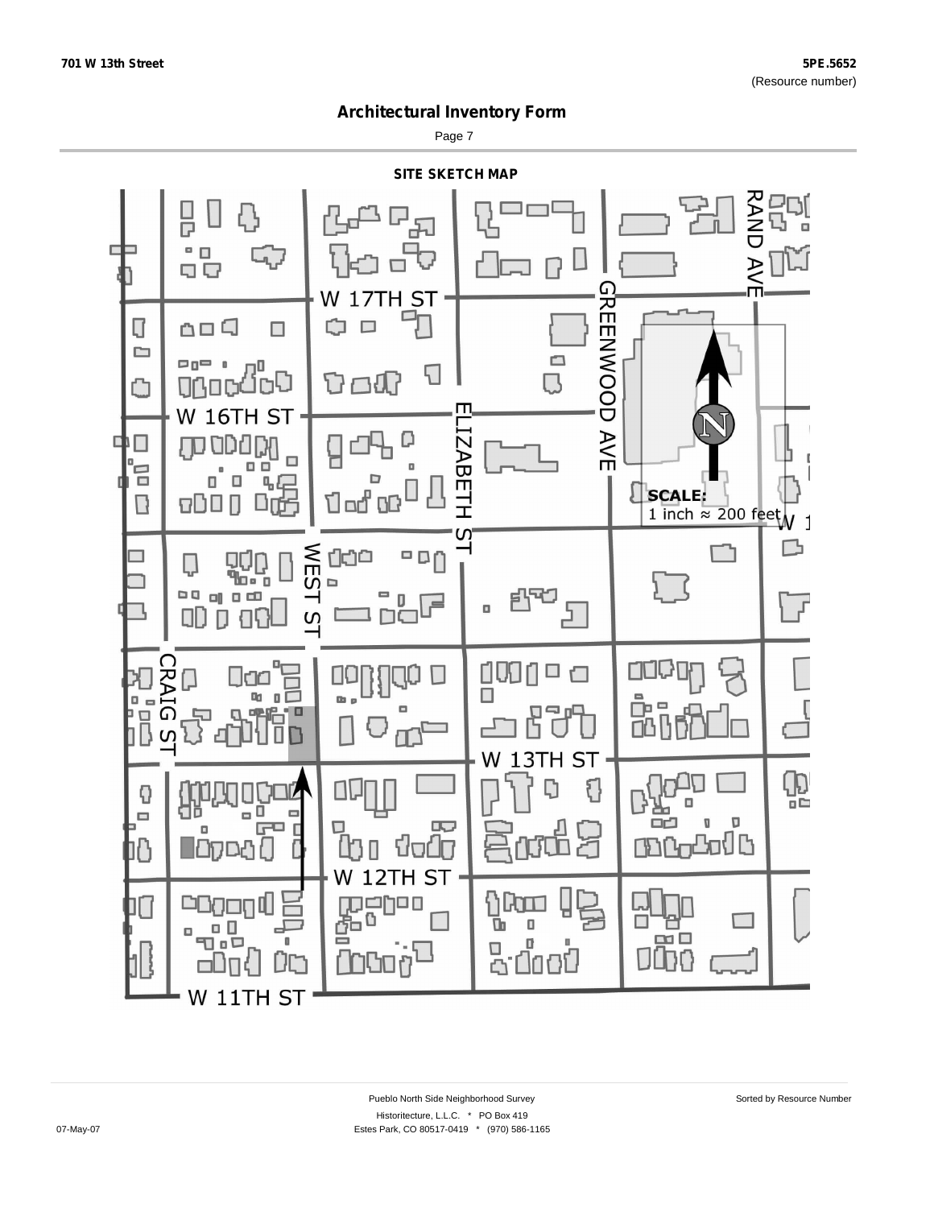701 W 13th Street

5PE.5652
(Resource number)

# Architectural Inventory Form

## SITE SKETCH MAP

W 17TH ST

W 16TH ST

W 13TH ST

W 12TH ST

W 11TH ST

RAND AVE

GREENWOOD AVE

ELIZABETH ST

WEST ST

CRAIG ST

N

SCALE:
1 inch ≈ 200 feet

Pueblo North Side Neighborhood Survey

Historitecture, L.L.C. * PO Box 419
Estes Park, CO 80517-0419 * (970) 586-1165

Sorted by Resource Number

07-May-07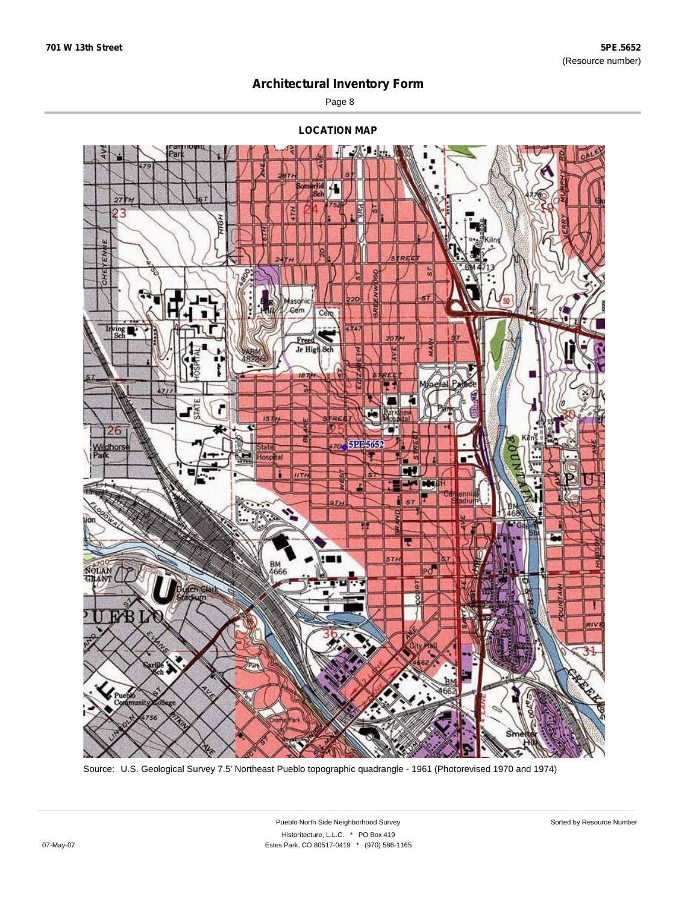# Architectural Inventory Form

## LOCATION MAP

Source: U.S. Geological Survey 7.5' Northeast Pueblo topographic quadrangle - 1961 (Photorevised 1970 and 1974)